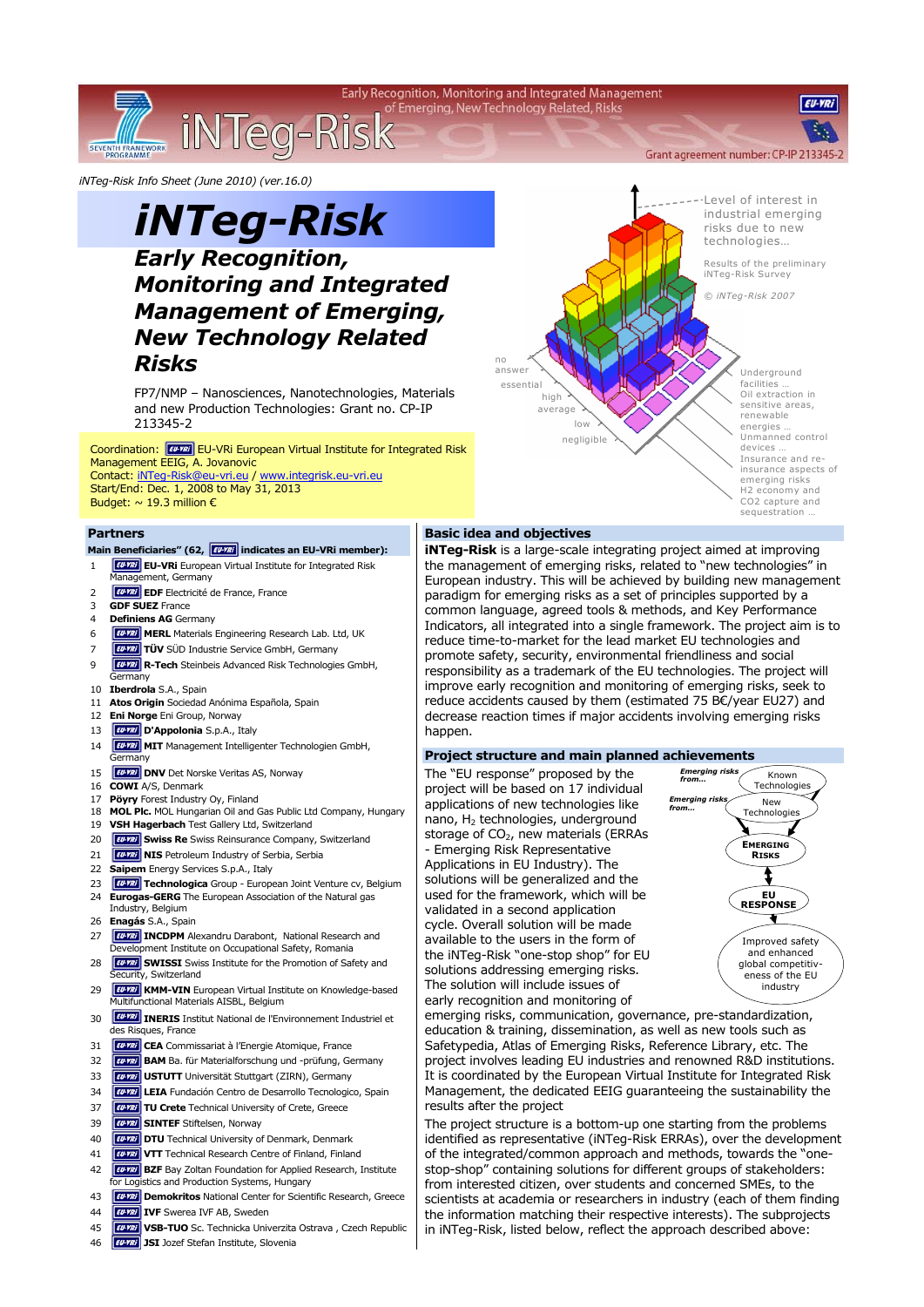iNTeg-Risk Info Sheet (June 2010) (ver.16.0)

# iNTeg-Risk

## Early Recognition, Monitoring and Integrated Management of Emerging, New Technology Related Risks

FP7/NMP – Nanosciences, Nanotechnologies, Materials and new Production Technologies: Grant no. CP-IP 213345-2

Coordination: EU-VRi European Virtual Institute for Integrated Risk Management EEIG, A. Jovanovic
Contact: iNTeg-Risk@eu-vri.eu / www.integrisk.eu-vri.eu
Start/End: Dec. 1, 2008 to May 31, 2013
Budget: ~ 19.3 million €

Level of interest in industrial emerging risks due to new technologies…

Results of the preliminary iNTeg-Risk Survey

© iNTeg-Risk 2007

no answer, essential, high, average, low, negligible

Underground facilities … Oil extraction in sensitive areas, renewable energies … Unmanned control devices … Insurance and re-insurance aspects of emerging risks, H2 economy and CO2 capture and sequestration …

## Partners

**Main Beneficiaries" (62, EU-VRi indicates an EU-VRi member):**

1. EU-VRi **EU-VRi** European Virtual Institute for Integrated Risk Management, Germany
2. EU-VRi **EDF** Electricité de France, France
3. **GDF SUEZ** France
4. **Definiens AG** Germany
6. EU-VRi **MERL** Materials Engineering Research Lab. Ltd, UK
7. EU-VRi **TÜV** SÜD Industrie Service GmbH, Germany
9. EU-VRi **R-Tech** Steinbeis Advanced Risk Technologies GmbH, Germany
10. **Iberdrola** S.A., Spain
11. **Atos Origin** Sociedad Anónima Española, Spain
12. **Eni Norge** Eni Group, Norway
13. EU-VRi **D'Appolonia** S.p.A., Italy
14. EU-VRi **MIT** Management Intelligenter Technologien GmbH, Germany
15. EU-VRi **DNV** Det Norske Veritas AS, Norway
16. **COWI** A/S, Denmark
17. **Pöyry** Forest Industry Oy, Finland
18. **MOL Plc.** MOL Hungarian Oil and Gas Public Ltd Company, Hungary
19. **VSH Hagerbach** Test Gallery Ltd, Switzerland
20. EU-VRi **Swiss Re** Swiss Reinsurance Company, Switzerland
21. EU-VRi **NIS** Petroleum Industry of Serbia, Serbia
22. **Saipem** Energy Services S.p.A., Italy
23. EU-VRi **Technologica** Group - European Joint Venture cv, Belgium
24. **Eurogas-GERG** The European Association of the Natural gas Industry, Belgium
26. **Enagás** S.A., Spain
27. EU-VRi **INCDPM** Alexandru Darabont, National Research and Development Institute on Occupational Safety, Romania
28. EU-VRi **SWISSI** Swiss Institute for the Promotion of Safety and Security, Switzerland
29. EU-VRi **KMM-VIN** European Virtual Institute on Knowledge-based Multifunctional Materials AISBL, Belgium
30. EU-VRi **INERIS** Institut National de l'Environnement Industriel et des Risques, France
31. EU-VRi **CEA** Commissariat à l'Energie Atomique, France
32. EU-VRi **BAM** Ba. für Materialforschung und -prüfung, Germany
33. EU-VRi **USTUTT** Universität Stuttgart (ZIRN), Germany
34. EU-VRi **LEIA** Fundación Centro de Desarrollo Tecnologico, Spain
37. EU-VRi **TU Crete** Technical University of Crete, Greece
39. EU-VRi **SINTEF** Stiftelsen, Norway
40. EU-VRi **DTU** Technical University of Denmark, Denmark
41. EU-VRi **VTT** Technical Research Centre of Finland, Finland
42. EU-VRi **BZF** Bay Zoltan Foundation for Applied Research, Institute for Logistics and Production Systems, Hungary
43. EU-VRi **Demokritos** National Center for Scientific Research, Greece
44. EU-VRi **IVF** Swerea IVF AB, Sweden
45. EU-VRi **VSB-TUO** Sc. Technicka Univerzita Ostrava , Czech Republic
46. EU-VRi **JSI** Jozef Stefan Institute, Slovenia

## Basic idea and objectives

**iNTeg-Risk** is a large-scale integrating project aimed at improving the management of emerging risks, related to "new technologies" in European industry. This will be achieved by building new management paradigm for emerging risks as a set of principles supported by a common language, agreed tools & methods, and Key Performance Indicators, all integrated into a single framework. The project aim is to reduce time-to-market for the lead market EU technologies and promote safety, security, environmental friendliness and social responsibility as a trademark of the EU technologies. The project will improve early recognition and monitoring of emerging risks, seek to reduce accidents caused by them (estimated 75 B€/year EU27) and decrease reaction times if major accidents involving emerging risks happen.

## Project structure and main planned achievements

The "EU response" proposed by the project will be based on 17 individual applications of new technologies like nano, $H_2$ technologies, underground storage of $CO_2$, new materials (ERRAs - Emerging Risk Representative Applications in EU Industry). The solutions will be generalized and the used for the framework, which will be validated in a second application cycle. Overall solution will be made available to the users in the form of the iNTeg-Risk "one-stop shop" for EU solutions addressing emerging risks. The solution will include issues of early recognition and monitoring of emerging risks, communication, governance, pre-standardization, education & training, dissemination, as well as new tools such as Safetypedia, Atlas of Emerging Risks, Reference Library, etc. The project involves leading EU industries and renowned R&D institutions. It is coordinated by the European Virtual Institute for Integrated Risk Management, the dedicated EEIG guaranteeing the sustainability the results after the project

*Emerging risks from…* Known Technologies
*Emerging risks from…* New Technologies
→ **EMERGING RISKS** → **EU RESPONSE** → Improved safety and enhanced global competitiveness of the EU industry

The project structure is a bottom-up one starting from the problems identified as representative (iNTeg-Risk ERRAs), over the development of the integrated/common approach and methods, towards the "one-stop-shop" containing solutions for different groups of stakeholders: from interested citizen, over students and concerned SMEs, to the scientists at academia or researchers in industry (each of them finding the information matching their respective interests). The subprojects in iNTeg-Risk, listed below, reflect the approach described above: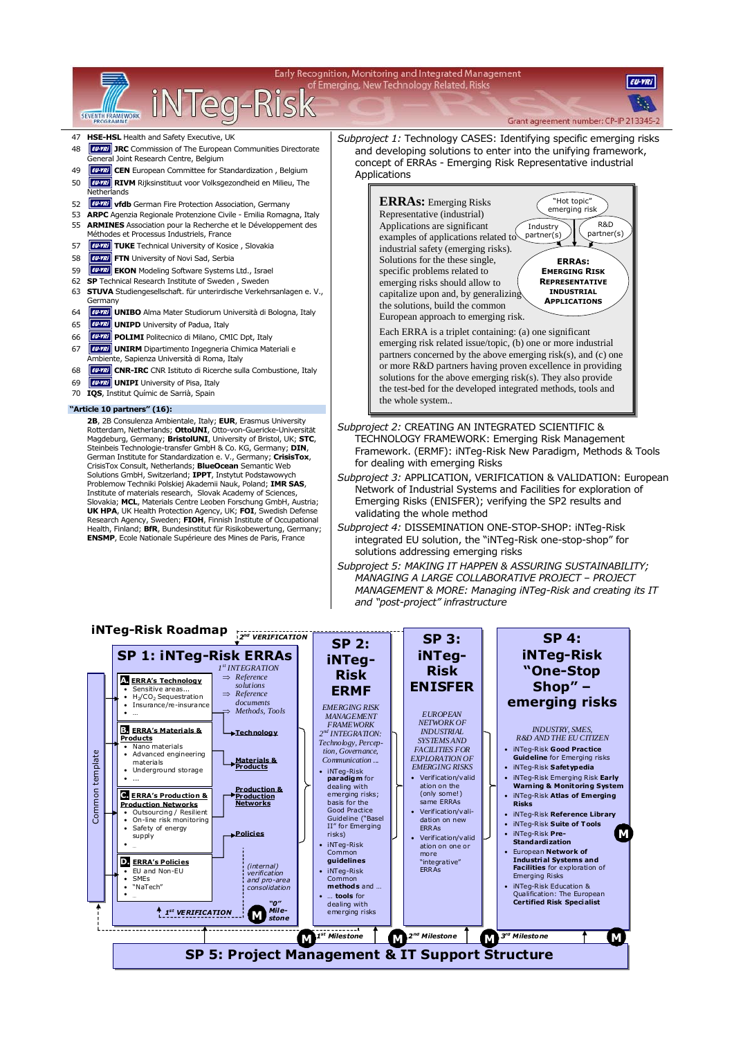47 **HSE-HSL** Health and Safety Executive, UK

48 **JRC** Commission of The European Communities Directorate General Joint Research Centre, Belgium

49 **CEN** European Committee for Standardization , Belgium

50 **RIVM** Rijksinstituut voor Volksgezondheid en Milieu, The Netherlands

52 **vfdb** German Fire Protection Association, Germany

53 **ARPC** Agenzia Regionale Protenzione Civile - Emilia Romagna, Italy

55 **ARMINES** Association pour la Recherche et le Développement des Méthodes et Processus Industriels, France

57 **TUKE** Technical University of Kosice , Slovakia

58 **FTN** University of Novi Sad, Serbia

59 **EKON** Modeling Software Systems Ltd., Israel

62 **SP** Technical Research Institute of Sweden , Sweden

63 **STUVA** Studiengesellschaft. für unterirdische Verkehrsanlagen e. V., Germany

64 **UNIBO** Alma Mater Studiorum Università di Bologna, Italy

65 **UNIPD** University of Padua, Italy

66 **POLIMI** Politecnico di Milano, CMIC Dpt, Italy

67 **UNIRM** Dipartimento Ingegneria Chimica Materiali e Ambiente, Sapienza Università di Roma, Italy

68 **CNR-IRC** CNR Istituto di Ricerche sulla Combustione, Italy

69 **UNIPI** University of Pisa, Italy

70 **IQS**, Institut Químic de Sarrià, Spain

**"Article 10 partners" (16):**

**2B**, 2B Consulenza Ambientale, Italy; **EUR**, Erasmus University Rotterdam, Netherlands; **OttoUNI**, Otto-von-Guericke-Universität Magdeburg, Germany; **BristolUNI**, University of Bristol, UK; **STC**, Steinbeis Technologie-transfer GmbH & Co. KG, Germany; **DIN**, German Institute for Standardization e. V., Germany; **CrisisTox**, CrisisTox Consult, Netherlands; **BlueOcean** Semantic Web Solutions GmbH, Switzerland; **IPPT**, Instytut Podstawowych Problemow Techniki Polskiej Akademii Nauk, Poland; **IMR SAS**, Institute of materials research, Slovak Academy of Sciences, Slovakia; **MCL**, Materials Centre Leoben Forschung GmbH, Austria; **UK HPA**, UK Health Protection Agency, UK; **FOI**, Swedish Defense Research Agency, Sweden; **FIOH**, Finnish Institute of Occupational Health, Finland; **BfR**, Bundesinstitut für Risikobewertung, Germany; **ENSMP**, Ecole Nationale Supérieure des Mines de Paris, France

*Subproject 1:* Technology CASES: Identifying specific emerging risks and developing solutions to enter into the unifying framework, concept of ERRAs - Emerging Risk Representative industrial Applications

**ERRAs:** Emerging Risks Representative (industrial) Applications are significant examples of applications related to industrial safety (emerging risks). Solutions for the these single, specific problems related to emerging risks should allow to capitalize upon and, by generalizing the solutions, build the common European approach to emerging risk.

"Hot topic" emerging risk

Industry partner(s)

R&D partner(s)

ERRAs: EMERGING RISK REPRESENTATIVE INDUSTRIAL APPLICATIONS

Each ERRA is a triplet containing: (a) one significant emerging risk related issue/topic, (b) one or more industrial partners concerned by the above emerging risk(s), and (c) one or more R&D partners having proven excellence in providing solutions for the above emerging risk(s). They also provide the test-bed for the developed integrated methods, tools and the whole system..

*Subproject 2:* CREATING AN INTEGRATED SCIENTIFIC & TECHNOLOGY FRAMEWORK: Emerging Risk Management Framework. (ERMF): iNTeg-Risk New Paradigm, Methods & Tools for dealing with emerging Risks

*Subproject 3:* APPLICATION, VERIFICATION & VALIDATION: European Network of Industrial Systems and Facilities for exploration of Emerging Risks (ENISFER); verifying the SP2 results and validating the whole method

*Subproject 4:* DISSEMINATION ONE-STOP-SHOP: iNTeg-Risk integrated EU solution, the "iNTeg-Risk one-stop-shop" for solutions addressing emerging risks

*Subproject 5: MAKING IT HAPPEN & ASSURING SUSTAINABILITY; MANAGING A LARGE COLLABORATIVE PROJECT – PROJECT MANAGEMENT & MORE: Managing iNTeg-Risk and creating its IT and "post-project" infrastructure*

## iNTeg-Risk Roadmap

Common template

2nd VERIFICATION

### SP 1: iNTeg-Risk ERRAs

1st INTEGRATION

⇒ Reference solutions

⇒ Reference documents

Methods, Tools

**A. ERRA's Technology**
- Sensitive areas...
- $H_2/CO_2$ Sequestration
- Insurance/re-insurance
- ...

**B. ERRA's Materials & Products**
- Nano materials
- Advanced engineering materials
- Underground storage
- ...

**C. ERRA's Production & Production Networks**
- Outsourcing / Resilient
- On-line risk monitoring
- Safety of energy supply
- ..

**D. ERRA's Policies**
- EU and Non-EU
- SMEs
- "NaTech"
- ..

→Technology

→Materials & Products

→Production & Production Networks

→Policies

(internal) verification and pro-area consolidation

1st VERIFICATION

M "0" Mile-stone

### SP 2: iNTeg-Risk ERMF

EMERGING RISK MANAGEMENT FRAMEWORK

2nd INTEGRATION: Technology, Perception, Governance, Communication ...

- iNTeg-Risk **paradigm** for dealing with emerging risks; basis for the Good Practice Guideline ("Basel II" for Emerging risks)
- iNTeg-Risk Common **guidelines**
- iNTeg-Risk Common **methods** and ...
- ... **tools** for dealing with emerging risks

### SP 3: iNTeg-Risk ENISFER

EUROPEAN NETWORK OF INDUSTRIAL SYSTEMS AND FACILITIES FOR EXPLORATION OF EMERGING RISKS

- Verification/validation on the (only some!) same ERRAs
- Verification/validation on new ERRAs
- Verification/validation on one or more "integrative" ERRAs

### SP 4: iNTeg-Risk "One-Stop Shop" – emerging risks

INDUSTRY, SMES, R&D AND THE EU CITIZEN

- iNTeg-Risk **Good Practice Guideline** for Emerging risks
- iNTeg-Risk **Safetypedia**
- iNTeg-Risk Emerging Risk **Early Warning & Monitoring System**
- iNTeg-Risk **Atlas of Emerging Risks**
- iNTeg-Risk **Reference Library**
- iNTeg-Risk **Suite of Tools**
- iNTeg-Risk **Pre-Standardization**
- European **Network of Industrial Systems and Facilities** for exploration of Emerging Risks
- iNTeg-Risk Education & Qualification: The European **Certified Risk Specialist**

M 1st Milestone — M 2nd Milestone — M 3rd Milestone — M

### SP 5: Project Management & IT Support Structure